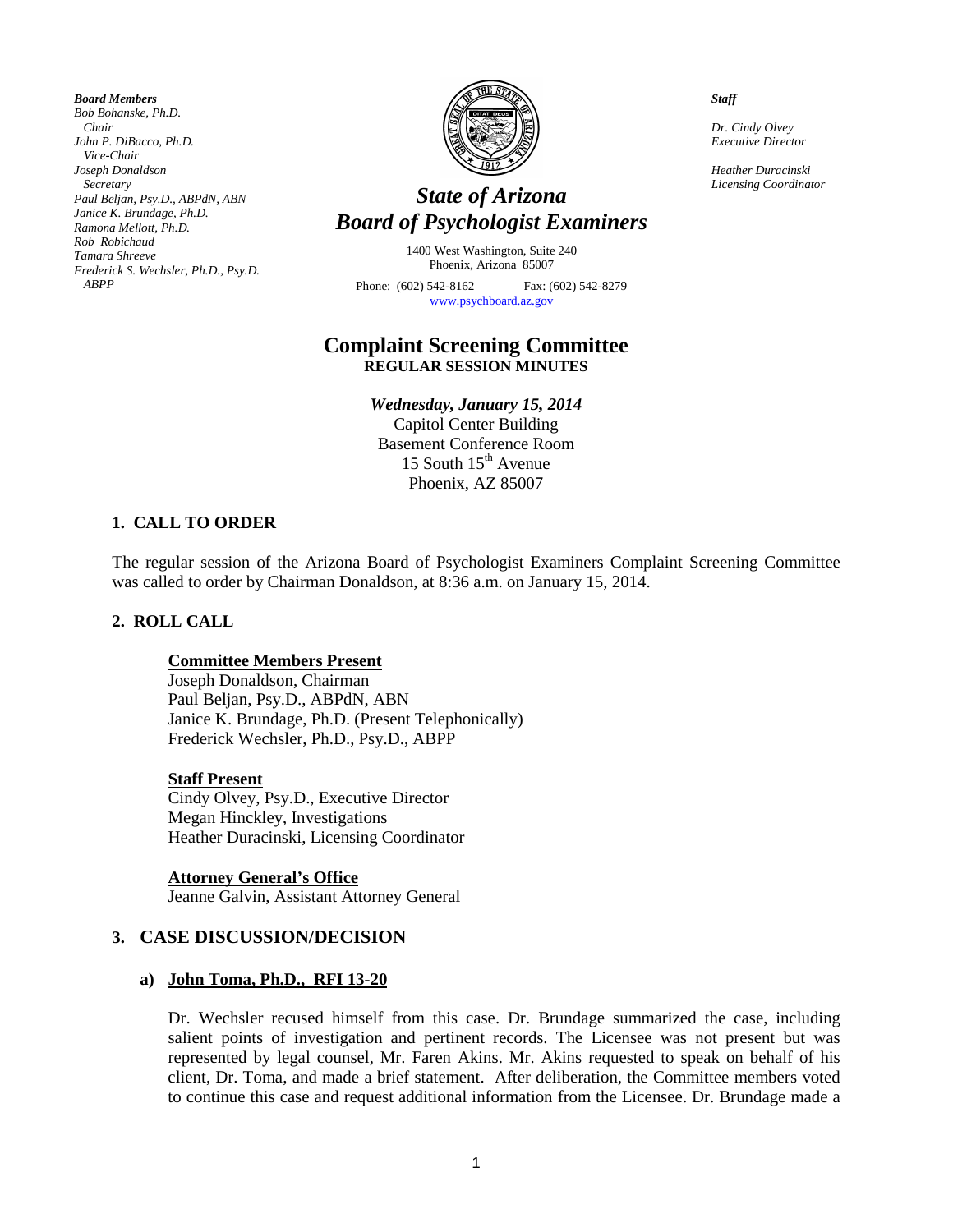*Board Members*
*Bob Bohanske, Ph.D.*
*Chair*
*John P. DiBacco, Ph.D.*
*Vice-Chair*
*Joseph Donaldson*
*Secretary*
*Paul Beljan, Psy.D., ABPdN, ABN*
*Janice K. Brundage, Ph.D.*
*Ramona Mellott, Ph.D.*
*Rob Robichaud*
*Tamara Shreeve*
*Frederick S. Wechsler, Ph.D., Psy.D. ABPP*

*Staff*

*Dr. Cindy Olvey*
*Executive Director*

*Heather Duracinski*
*Licensing Coordinator*

# *State of Arizona Board of Psychologist Examiners*

1400 West Washington, Suite 240
Phoenix, Arizona 85007

Phone: (602) 542-8162 Fax: (602) 542-8279
www.psychboard.az.gov

## Complaint Screening Committee
**REGULAR SESSION MINUTES**

***Wednesday, January 15, 2014***
Capitol Center Building
Basement Conference Room
15 South 15th Avenue
Phoenix, AZ 85007

### 1. CALL TO ORDER

The regular session of the Arizona Board of Psychologist Examiners Complaint Screening Committee was called to order by Chairman Donaldson, at 8:36 a.m. on January 15, 2014.

### 2. ROLL CALL

**Committee Members Present**
Joseph Donaldson, Chairman
Paul Beljan, Psy.D., ABPdN, ABN
Janice K. Brundage, Ph.D. (Present Telephonically)
Frederick Wechsler, Ph.D., Psy.D., ABPP

**Staff Present**
Cindy Olvey, Psy.D., Executive Director
Megan Hinckley, Investigations
Heather Duracinski, Licensing Coordinator

**Attorney General's Office**
Jeanne Galvin, Assistant Attorney General

### 3. CASE DISCUSSION/DECISION

**a) John Toma, Ph.D., RFI 13-20**

Dr. Wechsler recused himself from this case. Dr. Brundage summarized the case, including salient points of investigation and pertinent records. The Licensee was not present but was represented by legal counsel, Mr. Faren Akins. Mr. Akins requested to speak on behalf of his client, Dr. Toma, and made a brief statement. After deliberation, the Committee members voted to continue this case and request additional information from the Licensee. Dr. Brundage made a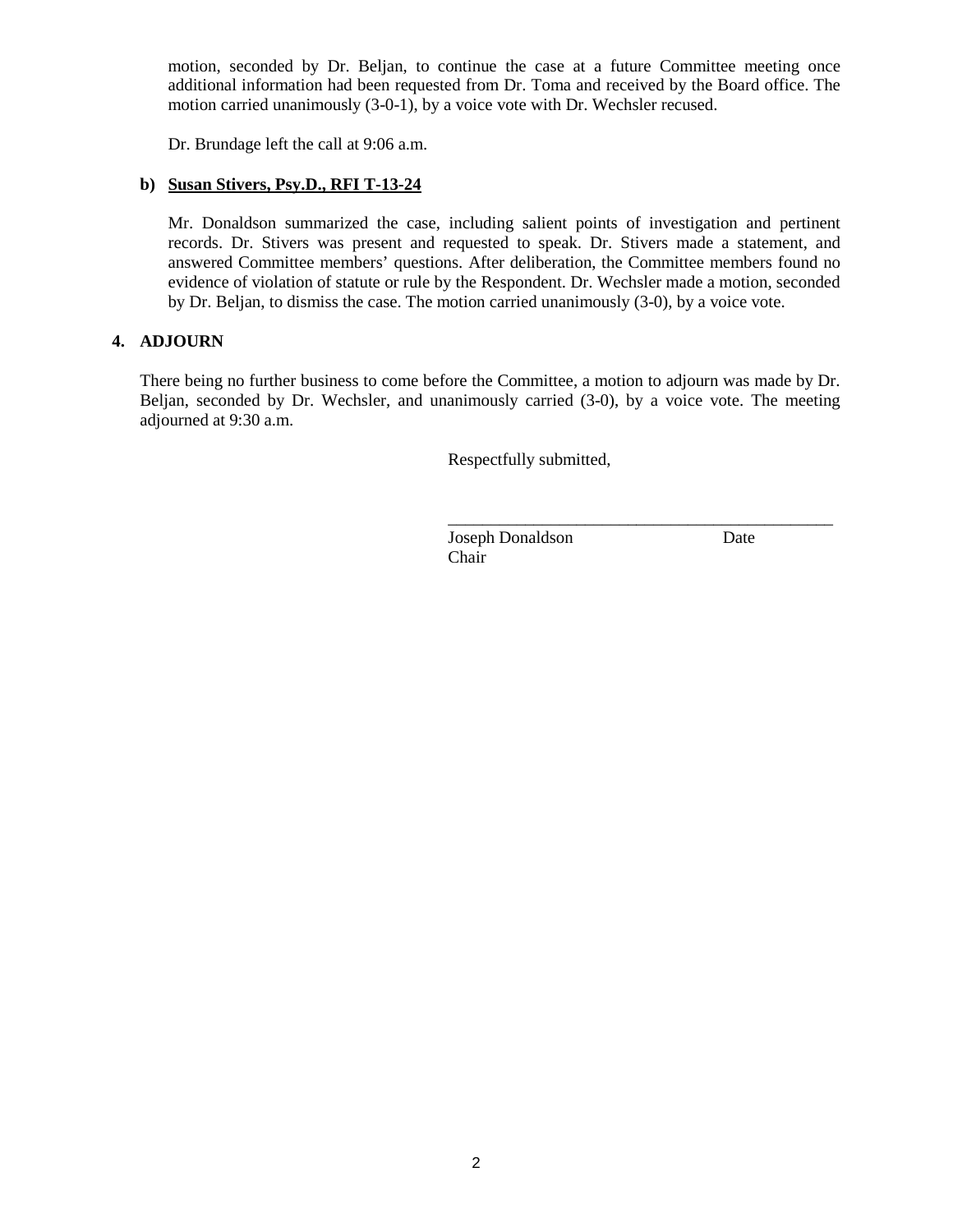motion, seconded by Dr. Beljan, to continue the case at a future Committee meeting once additional information had been requested from Dr. Toma and received by the Board office. The motion carried unanimously (3-0-1), by a voice vote with Dr. Wechsler recused.

Dr. Brundage left the call at 9:06 a.m.

**b) Susan Stivers, Psy.D., RFI T-13-24**

Mr. Donaldson summarized the case, including salient points of investigation and pertinent records. Dr. Stivers was present and requested to speak. Dr. Stivers made a statement, and answered Committee members' questions. After deliberation, the Committee members found no evidence of violation of statute or rule by the Respondent. Dr. Wechsler made a motion, seconded by Dr. Beljan, to dismiss the case. The motion carried unanimously (3-0), by a voice vote.

**4. ADJOURN**

There being no further business to come before the Committee, a motion to adjourn was made by Dr. Beljan, seconded by Dr. Wechsler, and unanimously carried (3-0), by a voice vote. The meeting adjourned at 9:30 a.m.

Respectfully submitted,

_______________________________________________

Joseph Donaldson                                   Date
Chair